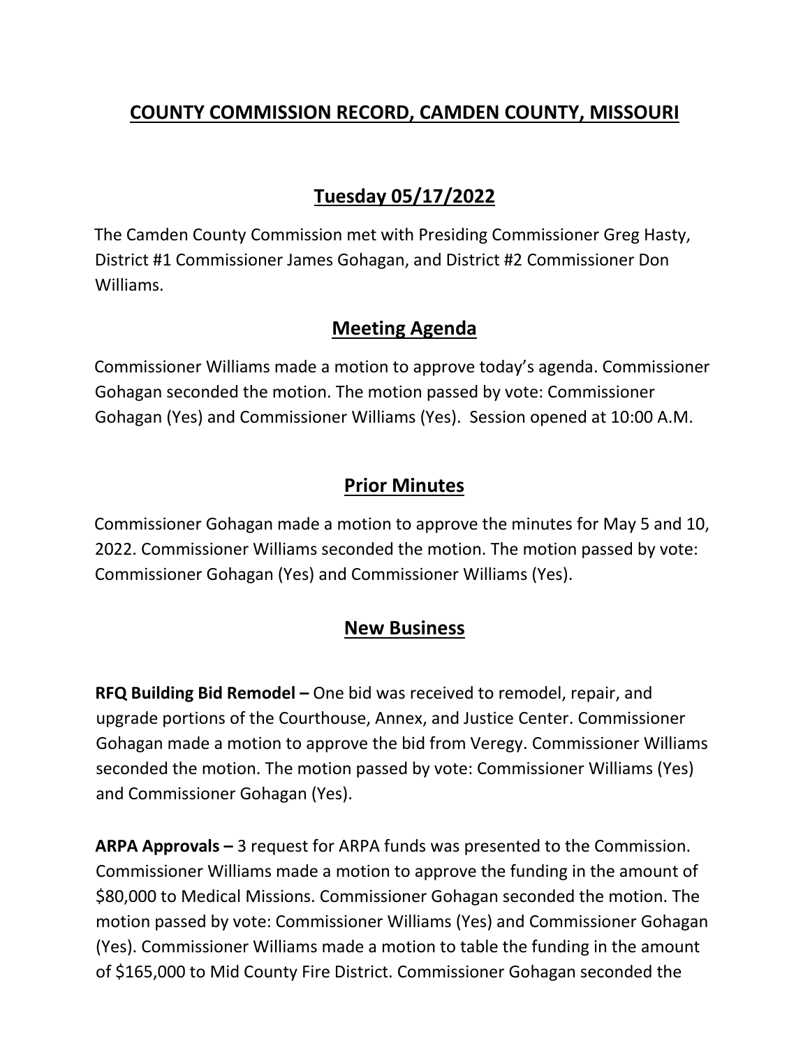# COUNTY COMMISSION RECORD, CAMDEN COUNTY, MISSOURI

## Tuesday 05/17/2022

The Camden County Commission met with Presiding Commissioner Greg Hasty, District #1 Commissioner James Gohagan, and District #2 Commissioner Don Williams.

## Meeting Agenda

Commissioner Williams made a motion to approve today's agenda. Commissioner Gohagan seconded the motion. The motion passed by vote: Commissioner Gohagan (Yes) and Commissioner Williams (Yes). Session opened at 10:00 A.M.

## Prior Minutes

Commissioner Gohagan made a motion to approve the minutes for May 5 and 10, 2022. Commissioner Williams seconded the motion. The motion passed by vote: Commissioner Gohagan (Yes) and Commissioner Williams (Yes).

## New Business

**RFQ Building Bid Remodel –** One bid was received to remodel, repair, and upgrade portions of the Courthouse, Annex, and Justice Center. Commissioner Gohagan made a motion to approve the bid from Veregy. Commissioner Williams seconded the motion. The motion passed by vote: Commissioner Williams (Yes) and Commissioner Gohagan (Yes).

**ARPA Approvals –** 3 request for ARPA funds was presented to the Commission. Commissioner Williams made a motion to approve the funding in the amount of $80,000 to Medical Missions. Commissioner Gohagan seconded the motion. The motion passed by vote: Commissioner Williams (Yes) and Commissioner Gohagan (Yes). Commissioner Williams made a motion to table the funding in the amount of $165,000 to Mid County Fire District. Commissioner Gohagan seconded the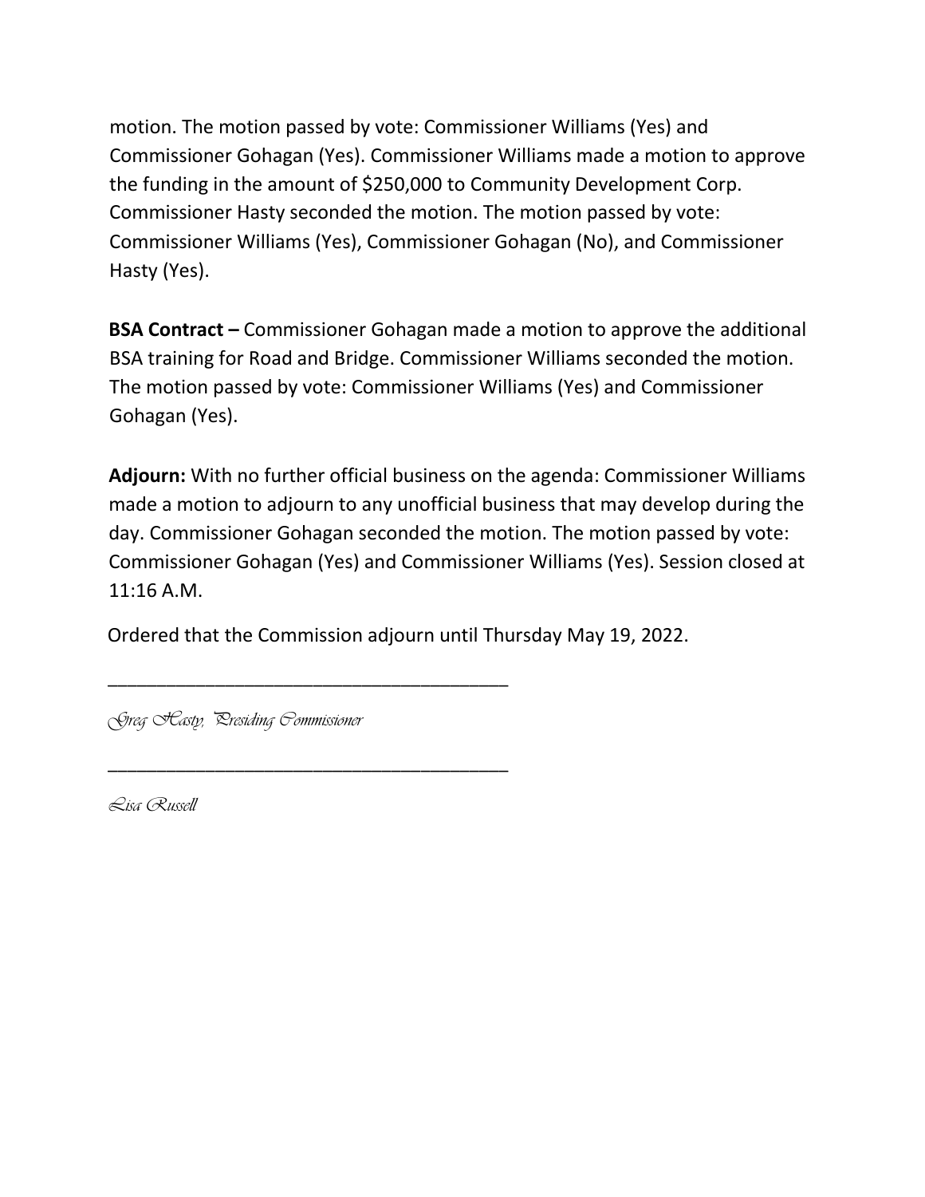motion. The motion passed by vote: Commissioner Williams (Yes) and Commissioner Gohagan (Yes). Commissioner Williams made a motion to approve the funding in the amount of $250,000 to Community Development Corp. Commissioner Hasty seconded the motion. The motion passed by vote: Commissioner Williams (Yes), Commissioner Gohagan (No), and Commissioner Hasty (Yes).

**BSA Contract –** Commissioner Gohagan made a motion to approve the additional BSA training for Road and Bridge. Commissioner Williams seconded the motion. The motion passed by vote: Commissioner Williams (Yes) and Commissioner Gohagan (Yes).

**Adjourn:** With no further official business on the agenda: Commissioner Williams made a motion to adjourn to any unofficial business that may develop during the day. Commissioner Gohagan seconded the motion. The motion passed by vote: Commissioner Gohagan (Yes) and Commissioner Williams (Yes). Session closed at 11:16 A.M.

Ordered that the Commission adjourn until Thursday May 19, 2022.

\_\_\_\_\_\_\_\_\_\_\_\_\_\_\_\_\_\_\_\_\_\_\_\_\_\_\_\_\_\_\_\_\_\_\_\_\_\_\_\_

*Greg Hasty, Presiding Commissioner*

\_\_\_\_\_\_\_\_\_\_\_\_\_\_\_\_\_\_\_\_\_\_\_\_\_\_\_\_\_\_\_\_\_\_\_\_\_\_\_\_

*Lisa Russell*